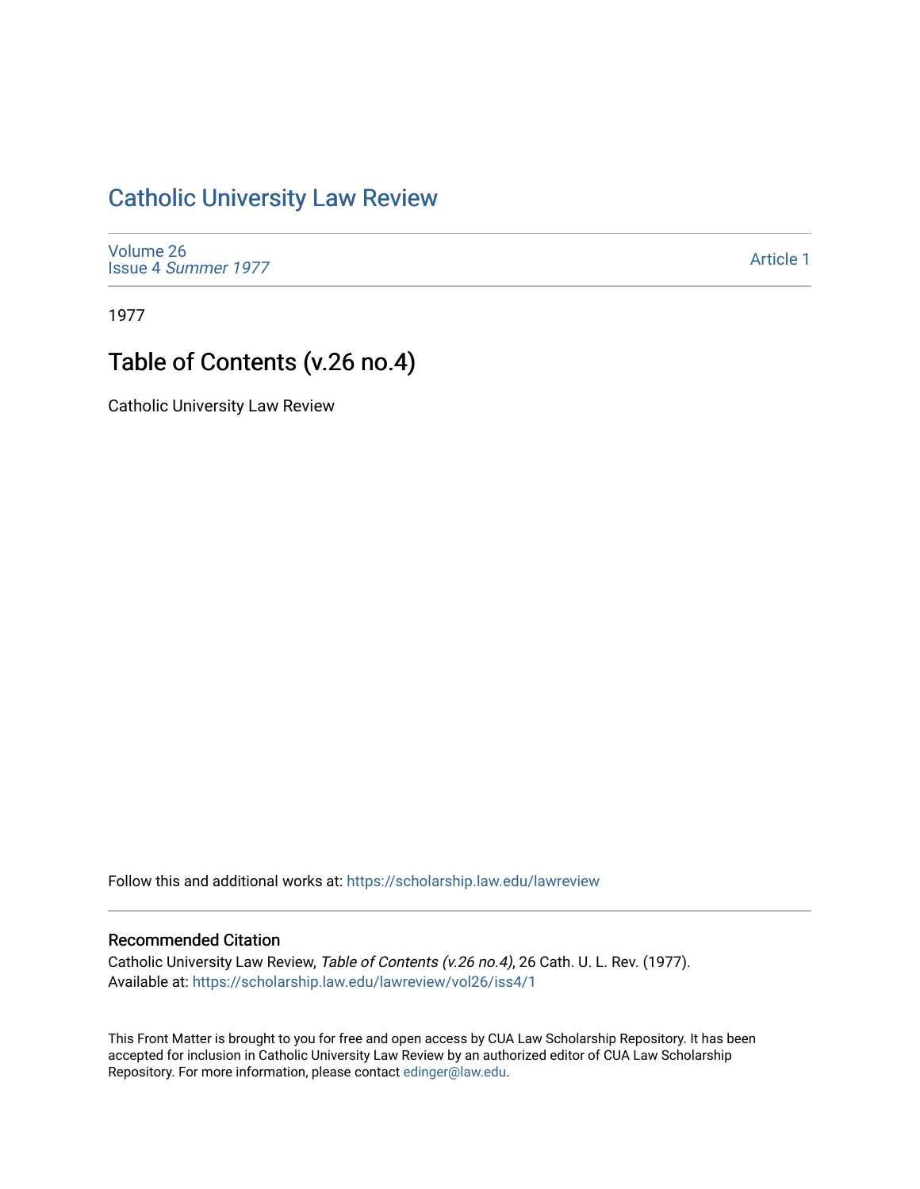# Catholic University Law Review

Volume 26
Issue 4 *Summer 1977*

Article 1

1977

## Table of Contents (v.26 no.4)

Catholic University Law Review

Follow this and additional works at: https://scholarship.law.edu/lawreview

### Recommended Citation

Catholic University Law Review, *Table of Contents (v.26 no.4)*, 26 Cath. U. L. Rev. (1977).
Available at: https://scholarship.law.edu/lawreview/vol26/iss4/1

This Front Matter is brought to you for free and open access by CUA Law Scholarship Repository. It has been accepted for inclusion in Catholic University Law Review by an authorized editor of CUA Law Scholarship Repository. For more information, please contact edinger@law.edu.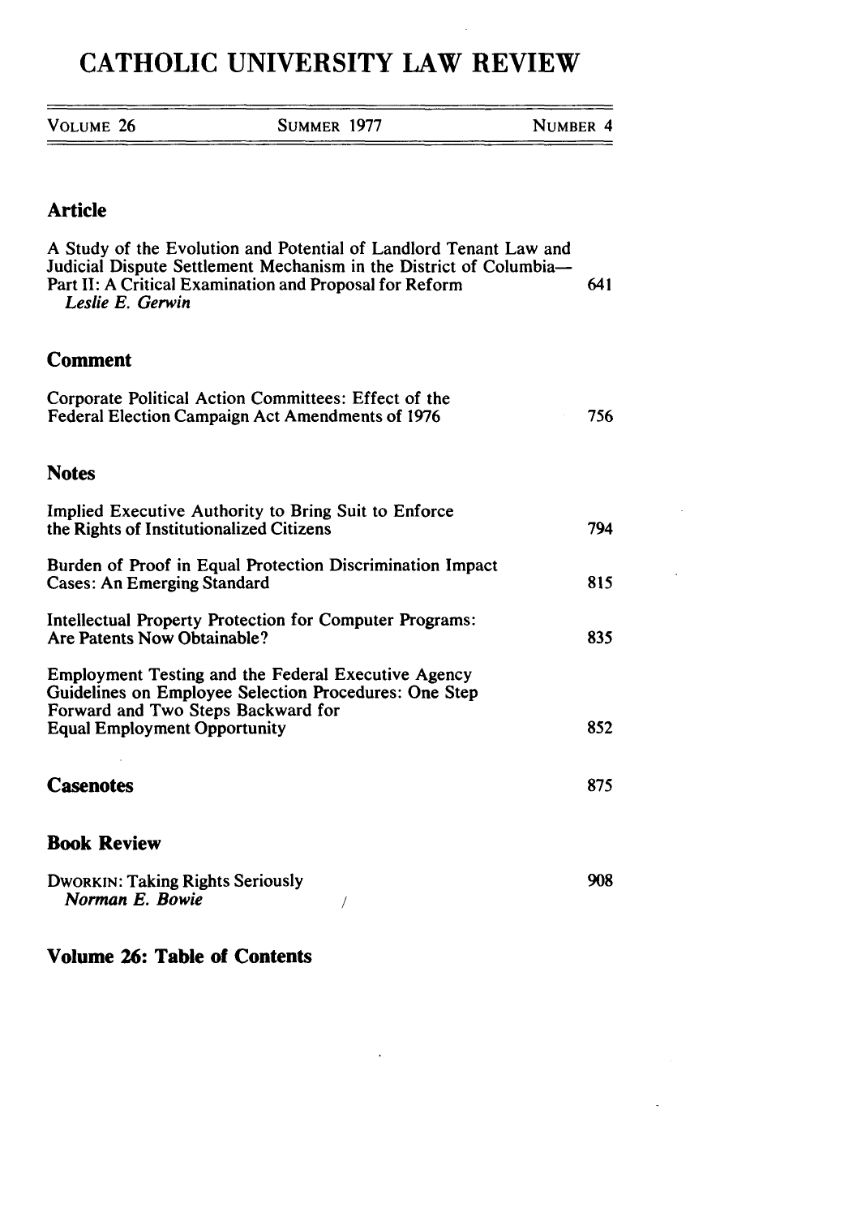# CATHOLIC UNIVERSITY LAW REVIEW

| VOLUME 26 | SUMMER 1977 | NUMBER 4 |
|---|---|---|

## Article

A Study of the Evolution and Potential of Landlord Tenant Law and Judicial Dispute Settlement Mechanism in the District of Columbia—Part II: A Critical Examination and Proposal for Reform — 641
*Leslie E. Gerwin*

## Comment

Corporate Political Action Committees: Effect of the Federal Election Campaign Act Amendments of 1976 — 756

## Notes

Implied Executive Authority to Bring Suit to Enforce the Rights of Institutionalized Citizens — 794

Burden of Proof in Equal Protection Discrimination Impact Cases: An Emerging Standard — 815

Intellectual Property Protection for Computer Programs: Are Patents Now Obtainable? — 835

Employment Testing and the Federal Executive Agency Guidelines on Employee Selection Procedures: One Step Forward and Two Steps Backward for Equal Employment Opportunity — 852

## Casenotes — 875

## Book Review

DWORKIN: Taking Rights Seriously — 908
*Norman E. Bowie*

## Volume 26: Table of Contents